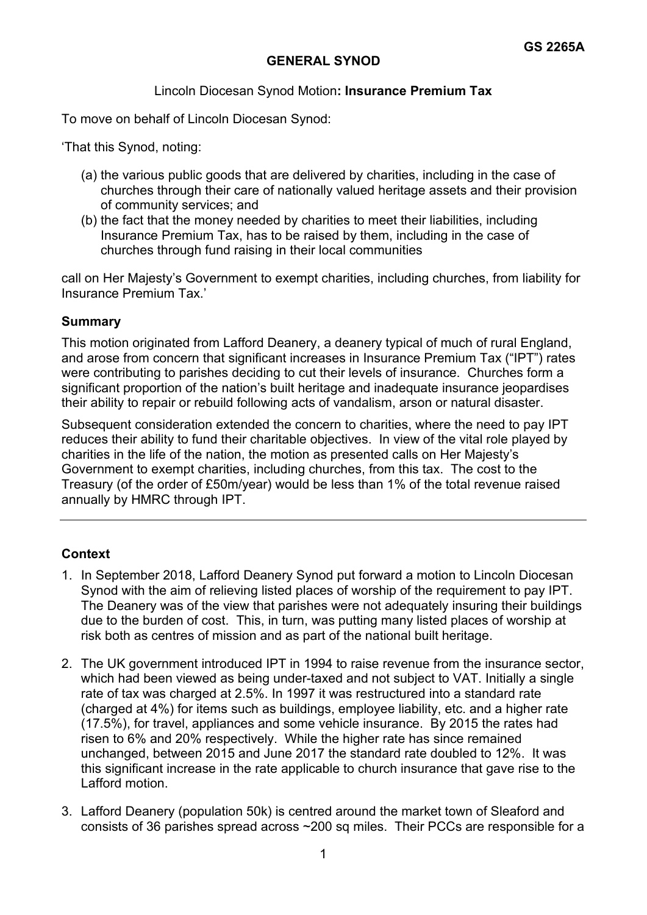**GS 2265A**

# GENERAL SYNOD

## Lincoln Diocesan Synod Motion: **Insurance Premium Tax**

To move on behalf of Lincoln Diocesan Synod:

'That this Synod, noting:

(a) the various public goods that are delivered by charities, including in the case of churches through their care of nationally valued heritage assets and their provision of community services; and

(b) the fact that the money needed by charities to meet their liabilities, including Insurance Premium Tax, has to be raised by them, including in the case of churches through fund raising in their local communities

call on Her Majesty's Government to exempt charities, including churches, from liability for Insurance Premium Tax.'

### Summary

This motion originated from Lafford Deanery, a deanery typical of much of rural England, and arose from concern that significant increases in Insurance Premium Tax ("IPT") rates were contributing to parishes deciding to cut their levels of insurance. Churches form a significant proportion of the nation's built heritage and inadequate insurance jeopardises their ability to repair or rebuild following acts of vandalism, arson or natural disaster.

Subsequent consideration extended the concern to charities, where the need to pay IPT reduces their ability to fund their charitable objectives. In view of the vital role played by charities in the life of the nation, the motion as presented calls on Her Majesty's Government to exempt charities, including churches, from this tax. The cost to the Treasury (of the order of £50m/year) would be less than 1% of the total revenue raised annually by HMRC through IPT.

---

### Context

1. In September 2018, Lafford Deanery Synod put forward a motion to Lincoln Diocesan Synod with the aim of relieving listed places of worship of the requirement to pay IPT. The Deanery was of the view that parishes were not adequately insuring their buildings due to the burden of cost. This, in turn, was putting many listed places of worship at risk both as centres of mission and as part of the national built heritage.

2. The UK government introduced IPT in 1994 to raise revenue from the insurance sector, which had been viewed as being under-taxed and not subject to VAT. Initially a single rate of tax was charged at 2.5%. In 1997 it was restructured into a standard rate (charged at 4%) for items such as buildings, employee liability, etc. and a higher rate (17.5%), for travel, appliances and some vehicle insurance. By 2015 the rates had risen to 6% and 20% respectively. While the higher rate has since remained unchanged, between 2015 and June 2017 the standard rate doubled to 12%. It was this significant increase in the rate applicable to church insurance that gave rise to the Lafford motion.

3. Lafford Deanery (population 50k) is centred around the market town of Sleaford and consists of 36 parishes spread across ~200 sq miles. Their PCCs are responsible for a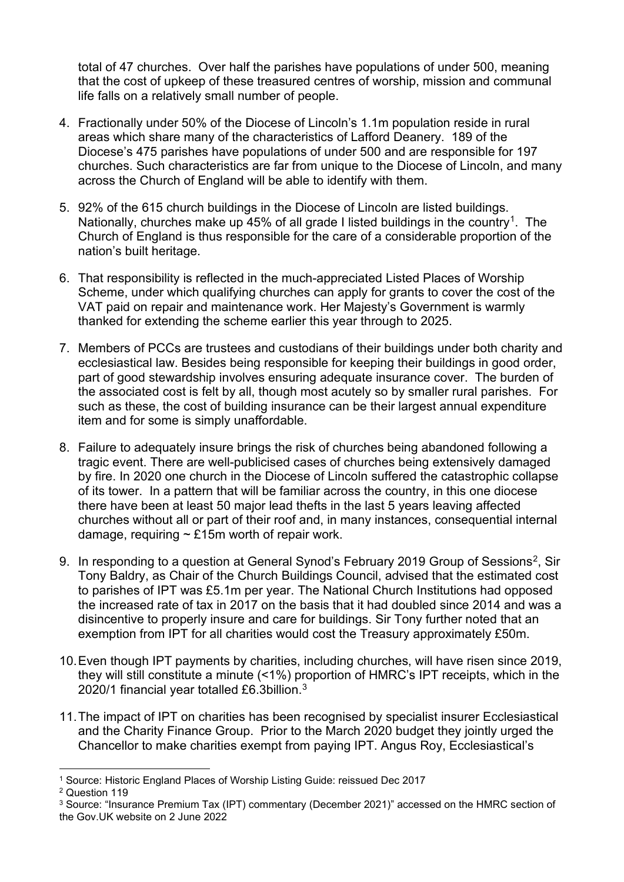total of 47 churches. Over half the parishes have populations of under 500, meaning that the cost of upkeep of these treasured centres of worship, mission and communal life falls on a relatively small number of people.

4. Fractionally under 50% of the Diocese of Lincoln's 1.1m population reside in rural areas which share many of the characteristics of Lafford Deanery. 189 of the Diocese's 475 parishes have populations of under 500 and are responsible for 197 churches. Such characteristics are far from unique to the Diocese of Lincoln, and many across the Church of England will be able to identify with them.

5. 92% of the 615 church buildings in the Diocese of Lincoln are listed buildings. Nationally, churches make up 45% of all grade I listed buildings in the country[1]. The Church of England is thus responsible for the care of a considerable proportion of the nation's built heritage.

6. That responsibility is reflected in the much-appreciated Listed Places of Worship Scheme, under which qualifying churches can apply for grants to cover the cost of the VAT paid on repair and maintenance work. Her Majesty's Government is warmly thanked for extending the scheme earlier this year through to 2025.

7. Members of PCCs are trustees and custodians of their buildings under both charity and ecclesiastical law. Besides being responsible for keeping their buildings in good order, part of good stewardship involves ensuring adequate insurance cover. The burden of the associated cost is felt by all, though most acutely so by smaller rural parishes. For such as these, the cost of building insurance can be their largest annual expenditure item and for some is simply unaffordable.

8. Failure to adequately insure brings the risk of churches being abandoned following a tragic event. There are well-publicised cases of churches being extensively damaged by fire. In 2020 one church in the Diocese of Lincoln suffered the catastrophic collapse of its tower. In a pattern that will be familiar across the country, in this one diocese there have been at least 50 major lead thefts in the last 5 years leaving affected churches without all or part of their roof and, in many instances, consequential internal damage, requiring ~ £15m worth of repair work.

9. In responding to a question at General Synod's February 2019 Group of Sessions[2], Sir Tony Baldry, as Chair of the Church Buildings Council, advised that the estimated cost to parishes of IPT was £5.1m per year. The National Church Institutions had opposed the increased rate of tax in 2017 on the basis that it had doubled since 2014 and was a disincentive to properly insure and care for buildings. Sir Tony further noted that an exemption from IPT for all charities would cost the Treasury approximately £50m.

10. Even though IPT payments by charities, including churches, will have risen since 2019, they will still constitute a minute (<1%) proportion of HMRC's IPT receipts, which in the 2020/1 financial year totalled £6.3billion.[3]

11. The impact of IPT on charities has been recognised by specialist insurer Ecclesiastical and the Charity Finance Group. Prior to the March 2020 budget they jointly urged the Chancellor to make charities exempt from paying IPT. Angus Roy, Ecclesiastical's

---

[1] Source: Historic England Places of Worship Listing Guide: reissued Dec 2017

[2] Question 119

[3] Source: "Insurance Premium Tax (IPT) commentary (December 2021)" accessed on the HMRC section of the Gov.UK website on 2 June 2022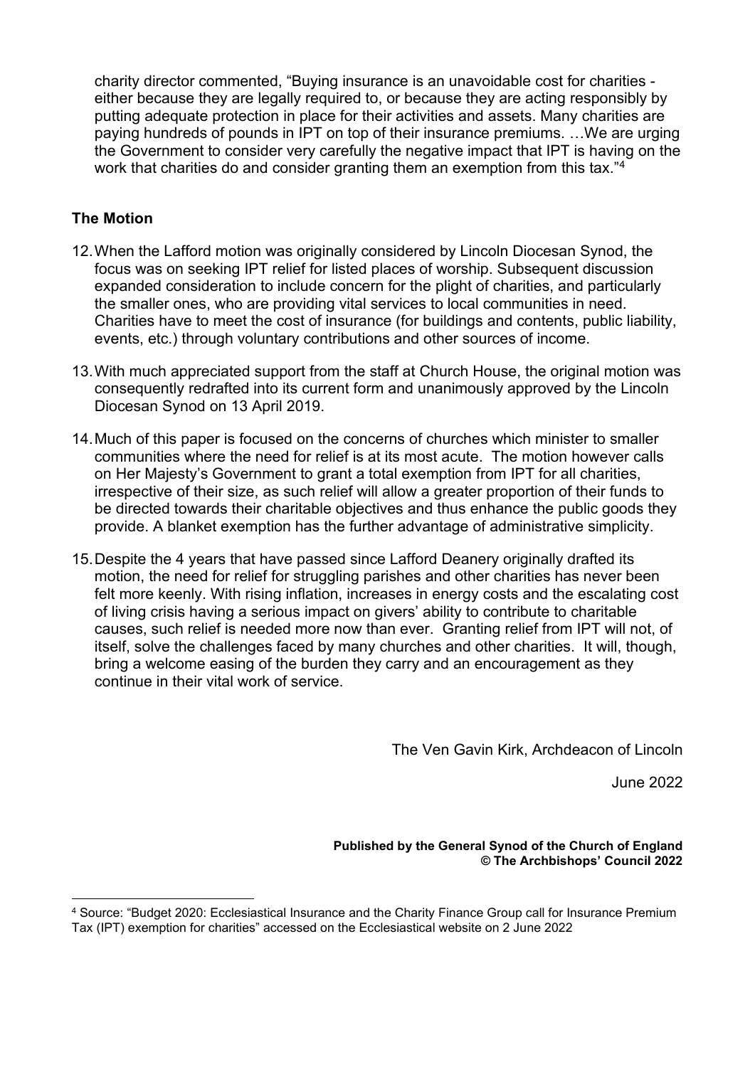charity director commented, "Buying insurance is an unavoidable cost for charities - either because they are legally required to, or because they are acting responsibly by putting adequate protection in place for their activities and assets. Many charities are paying hundreds of pounds in IPT on top of their insurance premiums. …We are urging the Government to consider very carefully the negative impact that IPT is having on the work that charities do and consider granting them an exemption from this tax."[4]

**The Motion**

12. When the Lafford motion was originally considered by Lincoln Diocesan Synod, the focus was on seeking IPT relief for listed places of worship. Subsequent discussion expanded consideration to include concern for the plight of charities, and particularly the smaller ones, who are providing vital services to local communities in need. Charities have to meet the cost of insurance (for buildings and contents, public liability, events, etc.) through voluntary contributions and other sources of income.

13. With much appreciated support from the staff at Church House, the original motion was consequently redrafted into its current form and unanimously approved by the Lincoln Diocesan Synod on 13 April 2019.

14. Much of this paper is focused on the concerns of churches which minister to smaller communities where the need for relief is at its most acute. The motion however calls on Her Majesty's Government to grant a total exemption from IPT for all charities, irrespective of their size, as such relief will allow a greater proportion of their funds to be directed towards their charitable objectives and thus enhance the public goods they provide. A blanket exemption has the further advantage of administrative simplicity.

15. Despite the 4 years that have passed since Lafford Deanery originally drafted its motion, the need for relief for struggling parishes and other charities has never been felt more keenly. With rising inflation, increases in energy costs and the escalating cost of living crisis having a serious impact on givers' ability to contribute to charitable causes, such relief is needed more now than ever. Granting relief from IPT will not, of itself, solve the challenges faced by many churches and other charities. It will, though, bring a welcome easing of the burden they carry and an encouragement as they continue in their vital work of service.

The Ven Gavin Kirk, Archdeacon of Lincoln

June 2022

**Published by the General Synod of the Church of England**
**© The Archbishops' Council 2022**

[4] Source: "Budget 2020: Ecclesiastical Insurance and the Charity Finance Group call for Insurance Premium Tax (IPT) exemption for charities" accessed on the Ecclesiastical website on 2 June 2022